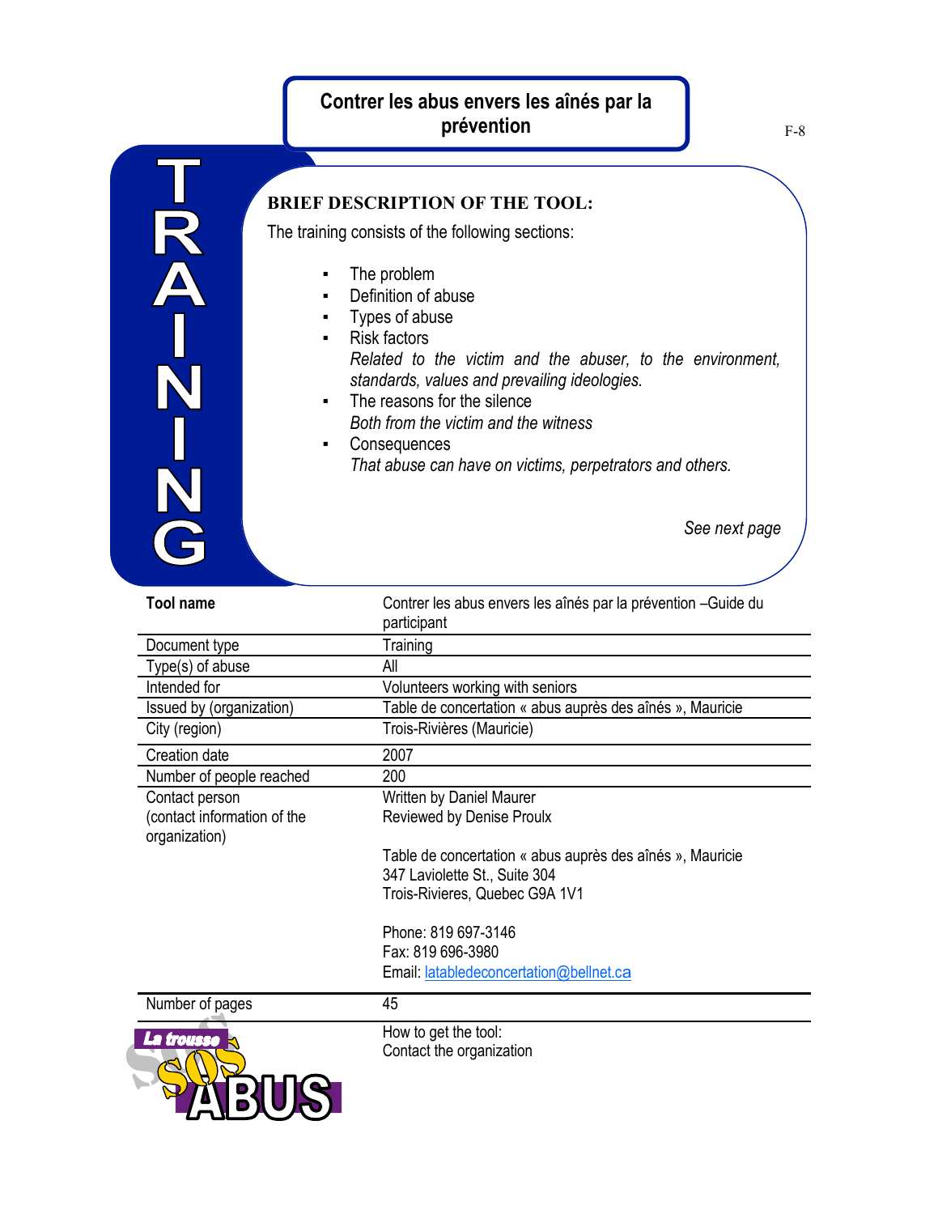# Contrer les abus envers les aînés par la prévention

**TRAINING**

## BRIEF DESCRIPTION OF THE TOOL:

The training consists of the following sections:

- The problem
- Definition of abuse
- Types of abuse
- Risk factors
  *Related to the victim and the abuser, to the environment, standards, values and prevailing ideologies.*
- The reasons for the silence
  *Both from the victim and the witness*
- Consequences
  *That abuse can have on victims, perpetrators and others.*

*See next page*

| **Tool name** | Contrer les abus envers les aînés par la prévention –Guide du participant |
|---|---|
| Document type | Training |
| Type(s) of abuse | All |
| Intended for | Volunteers working with seniors |
| Issued by (organization) | Table de concertation « abus auprès des aînés », Mauricie |
| City (region) | Trois-Rivières (Mauricie) |
| Creation date | 2007 |
| Number of people reached | 200 |
| Contact person (contact information of the organization) | Written by Daniel Maurer<br>Reviewed by Denise Proulx<br><br>Table de concertation « abus auprès des aînés », Mauricie<br>347 Laviolette St., Suite 304<br>Trois-Rivieres, Quebec G9A 1V1<br><br>Phone: 819 697-3146<br>Fax: 819 696-3980<br>Email: latabledeconcertation@bellnet.ca |
| Number of pages | 45 |
| | How to get the tool:<br>Contact the organization |

La trousse SOS ABUS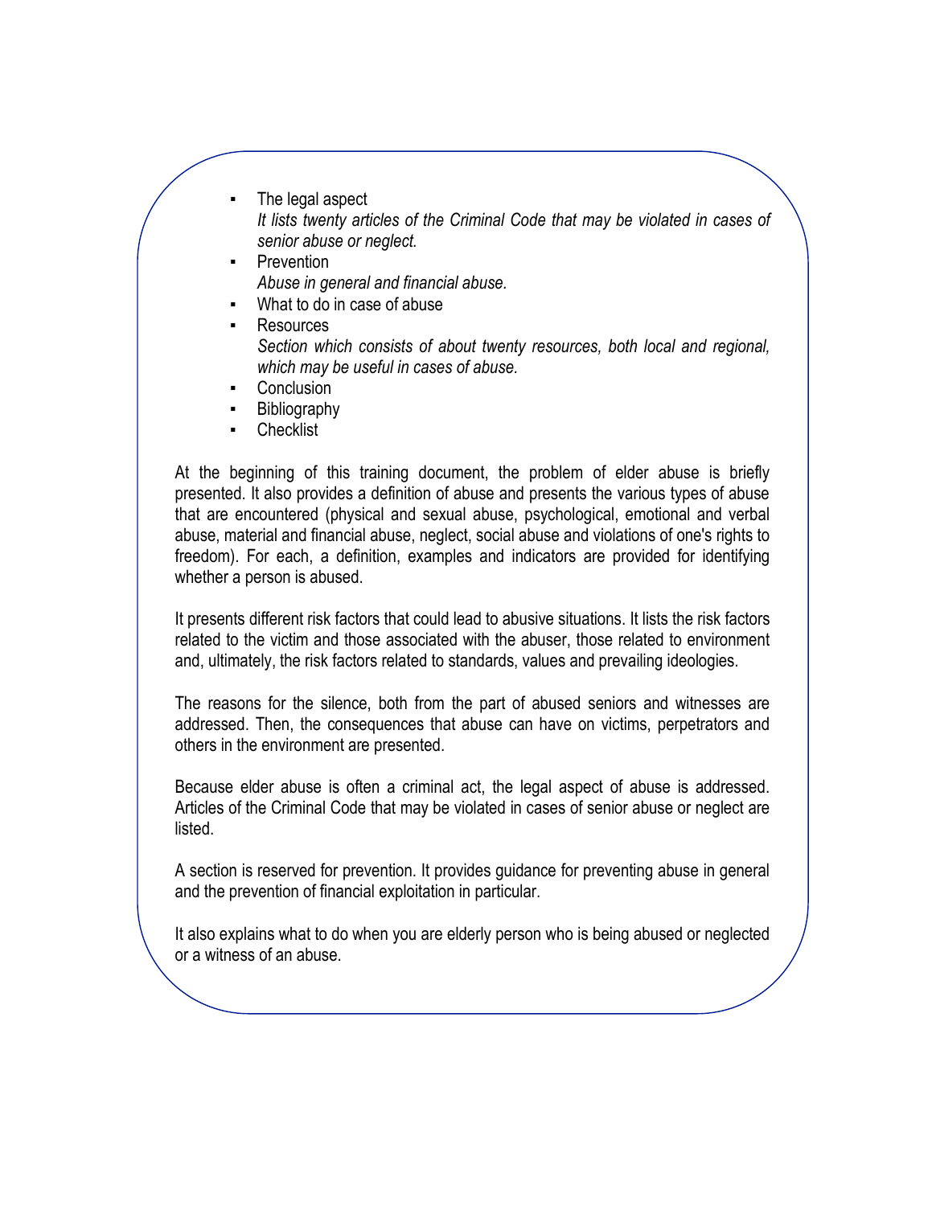- The legal aspect
  *It lists twenty articles of the Criminal Code that may be violated in cases of senior abuse or neglect.*
- Prevention
  *Abuse in general and financial abuse.*
- What to do in case of abuse
- Resources
  *Section which consists of about twenty resources, both local and regional, which may be useful in cases of abuse.*
- Conclusion
- Bibliography
- Checklist

At the beginning of this training document, the problem of elder abuse is briefly presented. It also provides a definition of abuse and presents the various types of abuse that are encountered (physical and sexual abuse, psychological, emotional and verbal abuse, material and financial abuse, neglect, social abuse and violations of one's rights to freedom). For each, a definition, examples and indicators are provided for identifying whether a person is abused.

It presents different risk factors that could lead to abusive situations. It lists the risk factors related to the victim and those associated with the abuser, those related to environment and, ultimately, the risk factors related to standards, values and prevailing ideologies.

The reasons for the silence, both from the part of abused seniors and witnesses are addressed. Then, the consequences that abuse can have on victims, perpetrators and others in the environment are presented.

Because elder abuse is often a criminal act, the legal aspect of abuse is addressed. Articles of the Criminal Code that may be violated in cases of senior abuse or neglect are listed.

A section is reserved for prevention. It provides guidance for preventing abuse in general and the prevention of financial exploitation in particular.

It also explains what to do when you are elderly person who is being abused or neglected or a witness of an abuse.